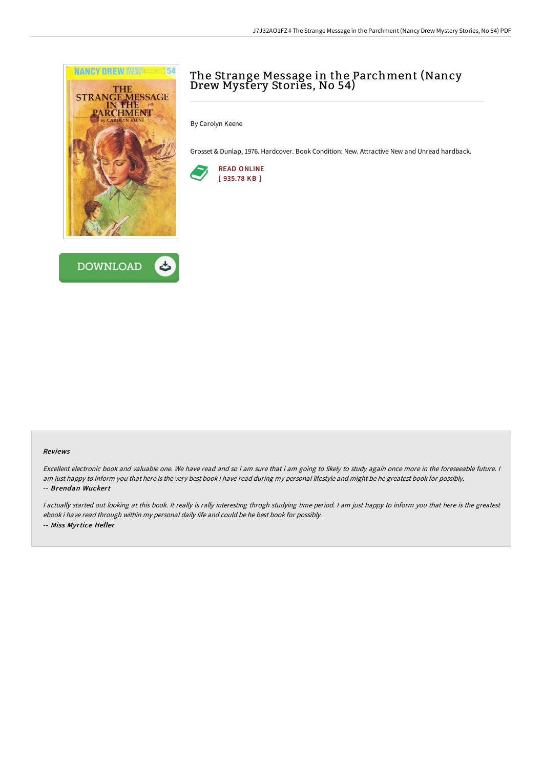# The Strange Message in the Parchment (Nancy Drew Mystery Stories, No 54)

By Carolyn Keene

Grosset & Dunlap, 1976. Hardcover. Book Condition: New. Attractive New and Unread hardback.

READ ONLINE
[ 935.78 KB ]

DOWNLOAD

### Reviews

*Excellent electronic book and valuable one. We have read and so i am sure that i am going to likely to study again once more in the foreseeable future. I am just happy to inform you that here is the very best book i have read during my personal lifestyle and might be he greatest book for possibly.*
*-- **Brendan Wuckert***

*I actually started out looking at this book. It really is rally interesting throgh studying time period. I am just happy to inform you that here is the greatest ebook i have read through within my personal daily life and could be he best book for possibly.*
*-- **Miss Myrtice Heller***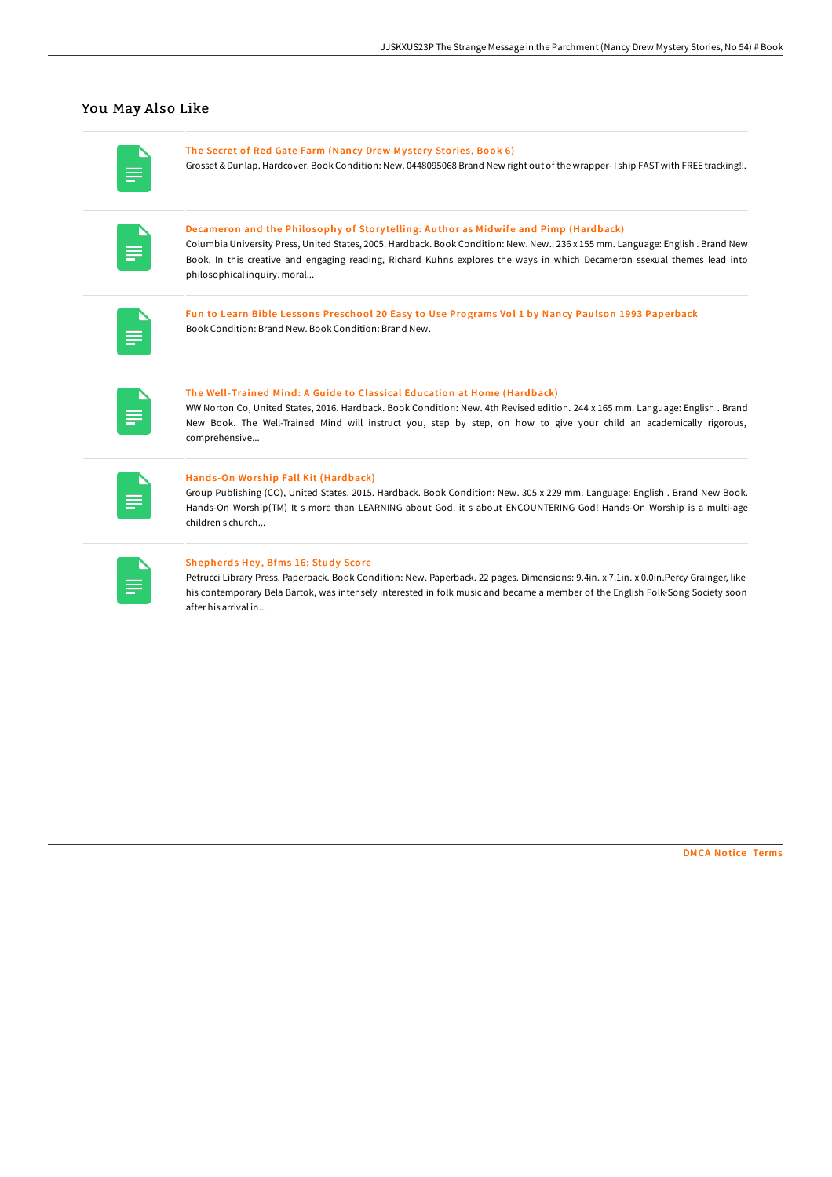## You May Also Like

**The Secret of Red Gate Farm (Nancy Drew Mystery Stories, Book 6)**

Grosset & Dunlap. Hardcover. Book Condition: New. 0448095068 Brand New right out of the wrapper- I ship FAST with FREE tracking!!.

**Decameron and the Philosophy of Storytelling: Author as Midwife and Pimp (Hardback)**

Columbia University Press, United States, 2005. Hardback. Book Condition: New. New.. 236 x 155 mm. Language: English . Brand New Book. In this creative and engaging reading, Richard Kuhns explores the ways in which Decameron ssexual themes lead into philosophical inquiry, moral...

**Fun to Learn Bible Lessons Preschool 20 Easy to Use Programs Vol 1 by Nancy Paulson 1993 Paperback**

Book Condition: Brand New. Book Condition: Brand New.

**The Well-Trained Mind: A Guide to Classical Education at Home (Hardback)**

WW Norton Co, United States, 2016. Hardback. Book Condition: New. 4th Revised edition. 244 x 165 mm. Language: English . Brand New Book. The Well-Trained Mind will instruct you, step by step, on how to give your child an academically rigorous, comprehensive...

**Hands-On Worship Fall Kit (Hardback)**

Group Publishing (CO), United States, 2015. Hardback. Book Condition: New. 305 x 229 mm. Language: English . Brand New Book. Hands-On Worship(TM) It s more than LEARNING about God. it s about ENCOUNTERING God! Hands-On Worship is a multi-age children s church...

**Shepherds Hey, Bfms 16: Study Score**

Petrucci Library Press. Paperback. Book Condition: New. Paperback. 22 pages. Dimensions: 9.4in. x 7.1in. x 0.0in.Percy Grainger, like his contemporary Bela Bartok, was intensely interested in folk music and became a member of the English Folk-Song Society soon after his arrival in...